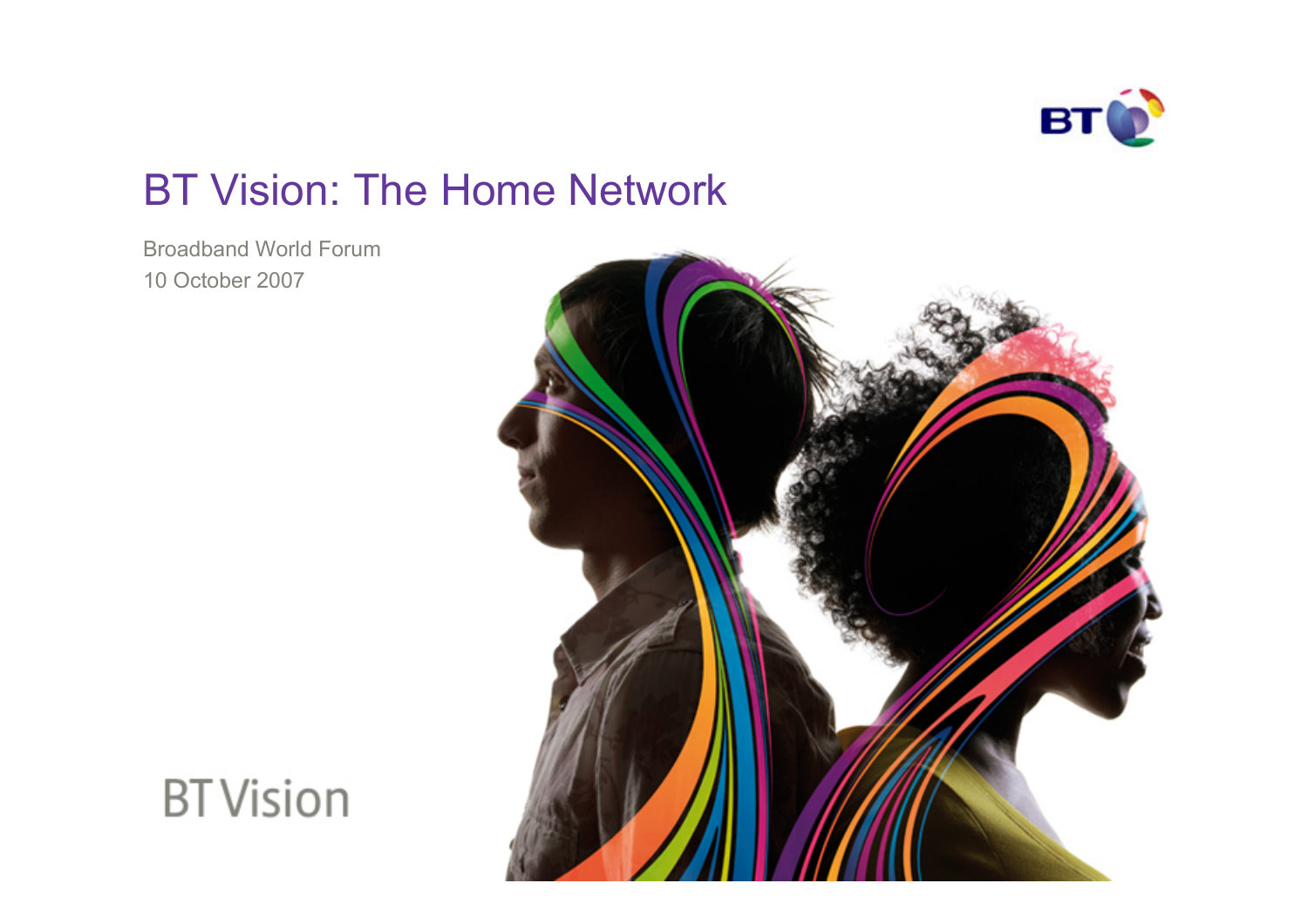# BT Vision: The Home Network

Broadband World Forum

10 October 2007

BT Vision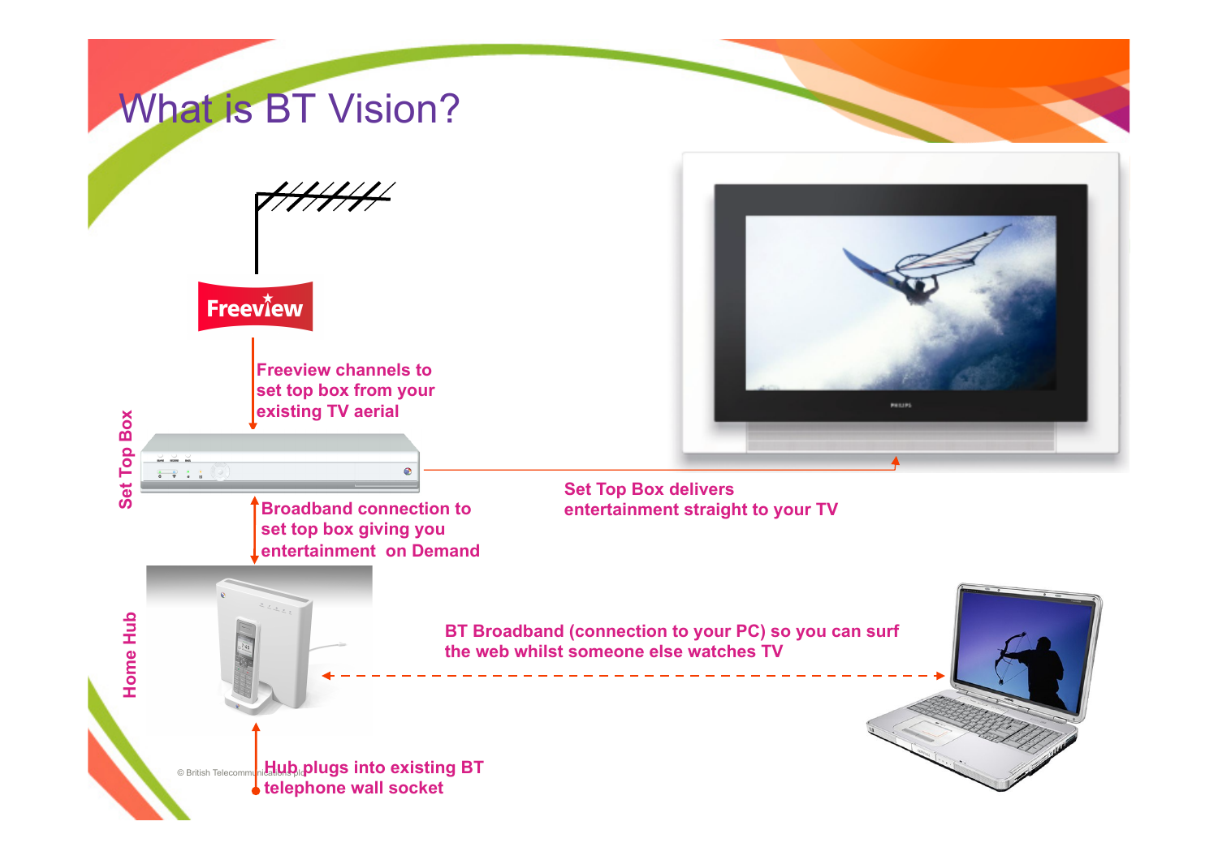# What is BT Vision?

Freeview

Freeview channels to set top box from your existing TV aerial

Set Top Box

Set Top Box delivers entertainment straight to your TV

Broadband connection to set top box giving you entertainment on Demand

Home Hub

BT Broadband (connection to your PC) so you can surf the web whilst someone else watches TV

Hub plugs into existing BT telephone wall socket

© British Telecommunications plc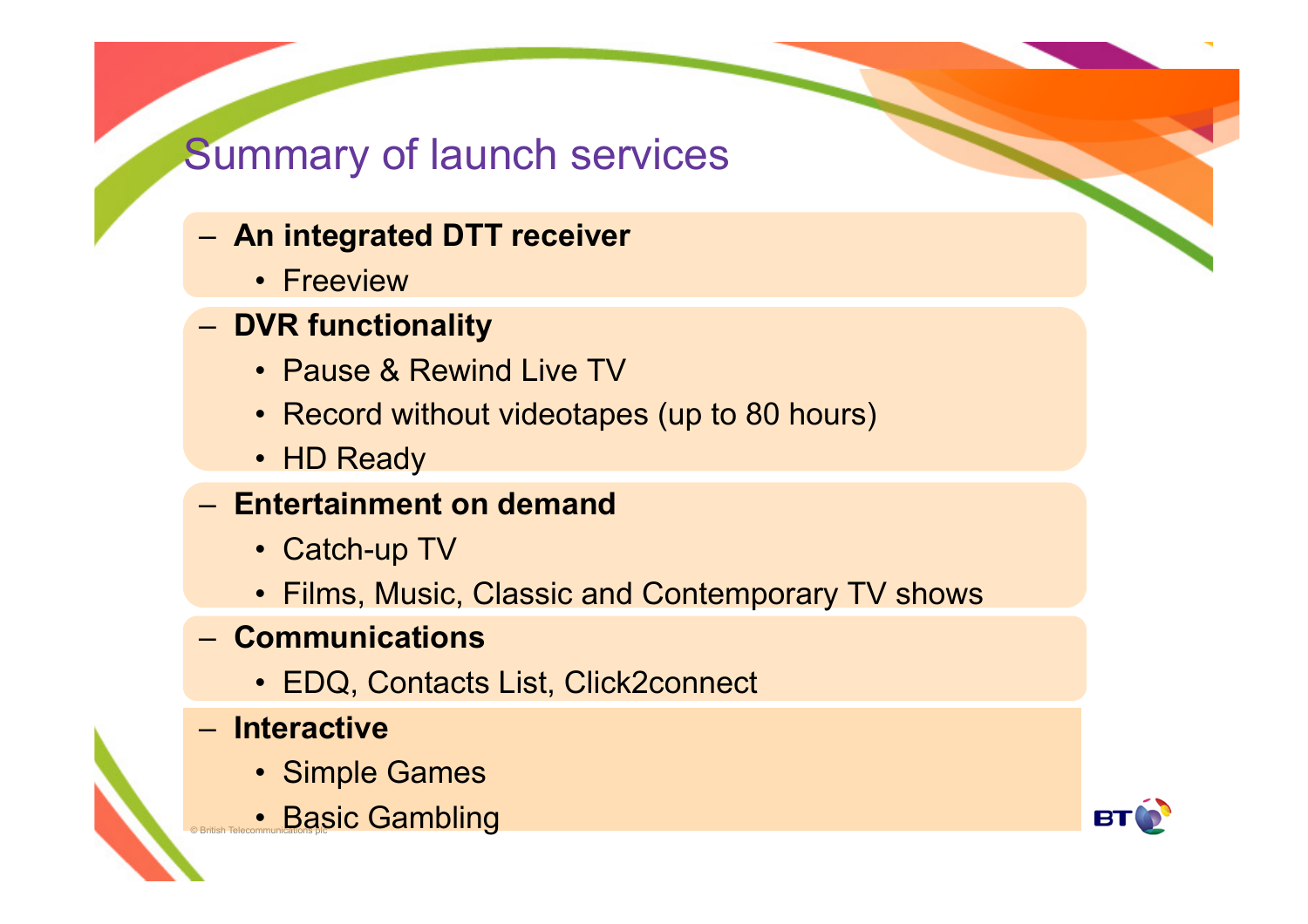# Summary of launch services

- **An integrated DTT receiver**
  - Freeview
- **DVR functionality**
  - Pause & Rewind Live TV
  - Record without videotapes (up to 80 hours)
  - HD Ready
- **Entertainment on demand**
  - Catch-up TV
  - Films, Music, Classic and Contemporary TV shows
- **Communications**
  - EDQ, Contacts List, Click2connect
- **Interactive**
  - Simple Games
  - Basic Gambling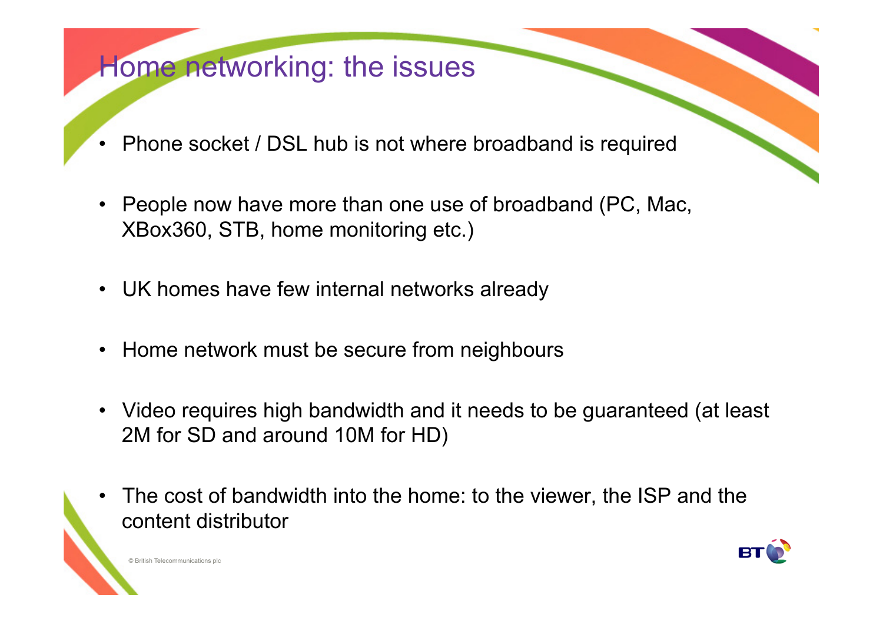# Home networking: the issues

- Phone socket / DSL hub is not where broadband is required
- People now have more than one use of broadband (PC, Mac, XBox360, STB, home monitoring etc.)
- UK homes have few internal networks already
- Home network must be secure from neighbours
- Video requires high bandwidth and it needs to be guaranteed (at least 2M for SD and around 10M for HD)
- The cost of bandwidth into the home: to the viewer, the ISP and the content distributor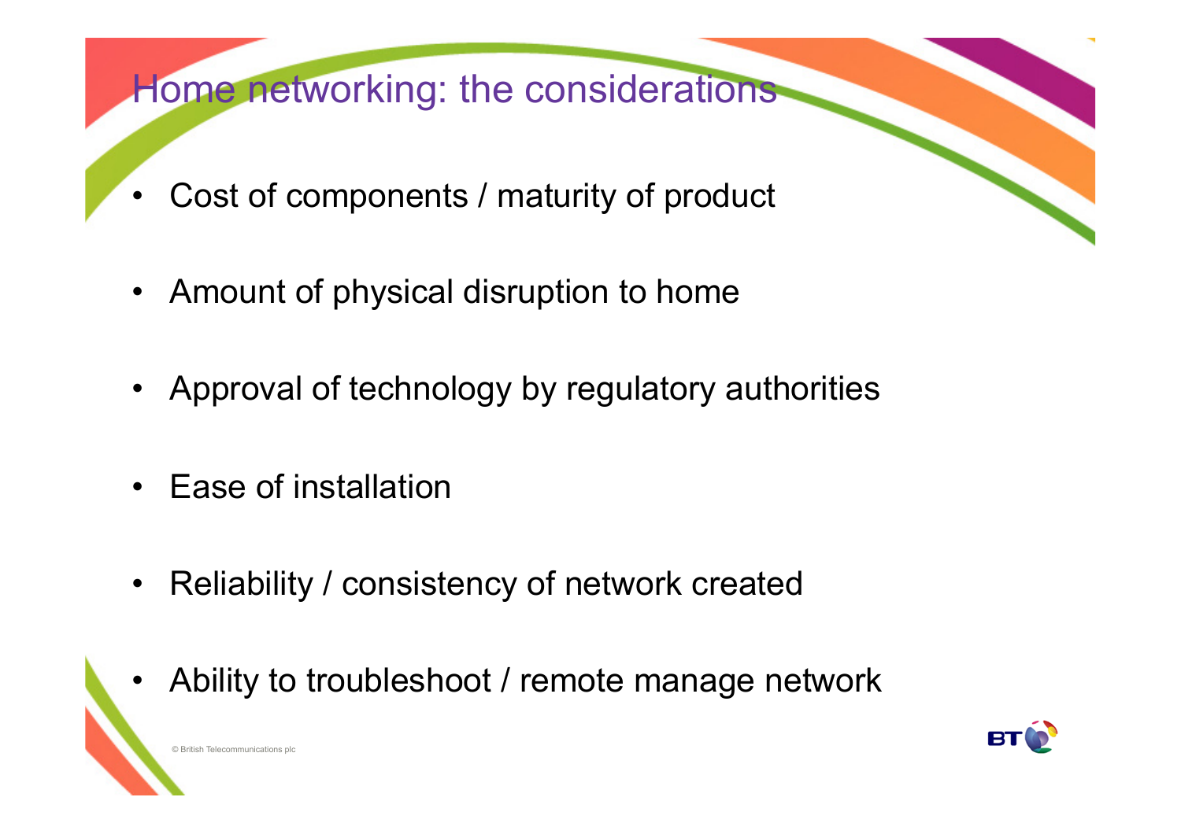# Home networking: the considerations

- Cost of components / maturity of product
- Amount of physical disruption to home
- Approval of technology by regulatory authorities
- Ease of installation
- Reliability / consistency of network created
- Ability to troubleshoot / remote manage network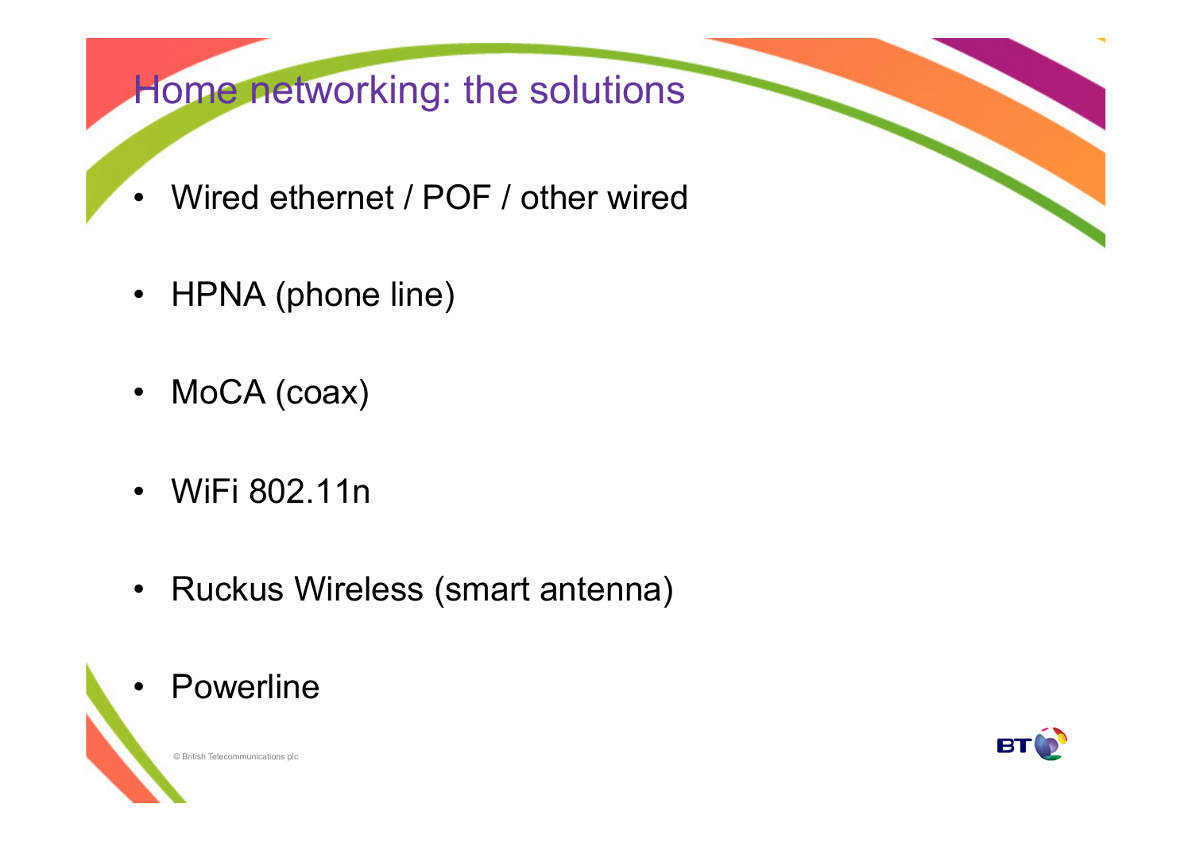# Home networking: the solutions

- Wired ethernet / POF / other wired
- HPNA (phone line)
- MoCA (coax)
- WiFi 802.11n
- Ruckus Wireless (smart antenna)
- Powerline

© British Telecommunications plc